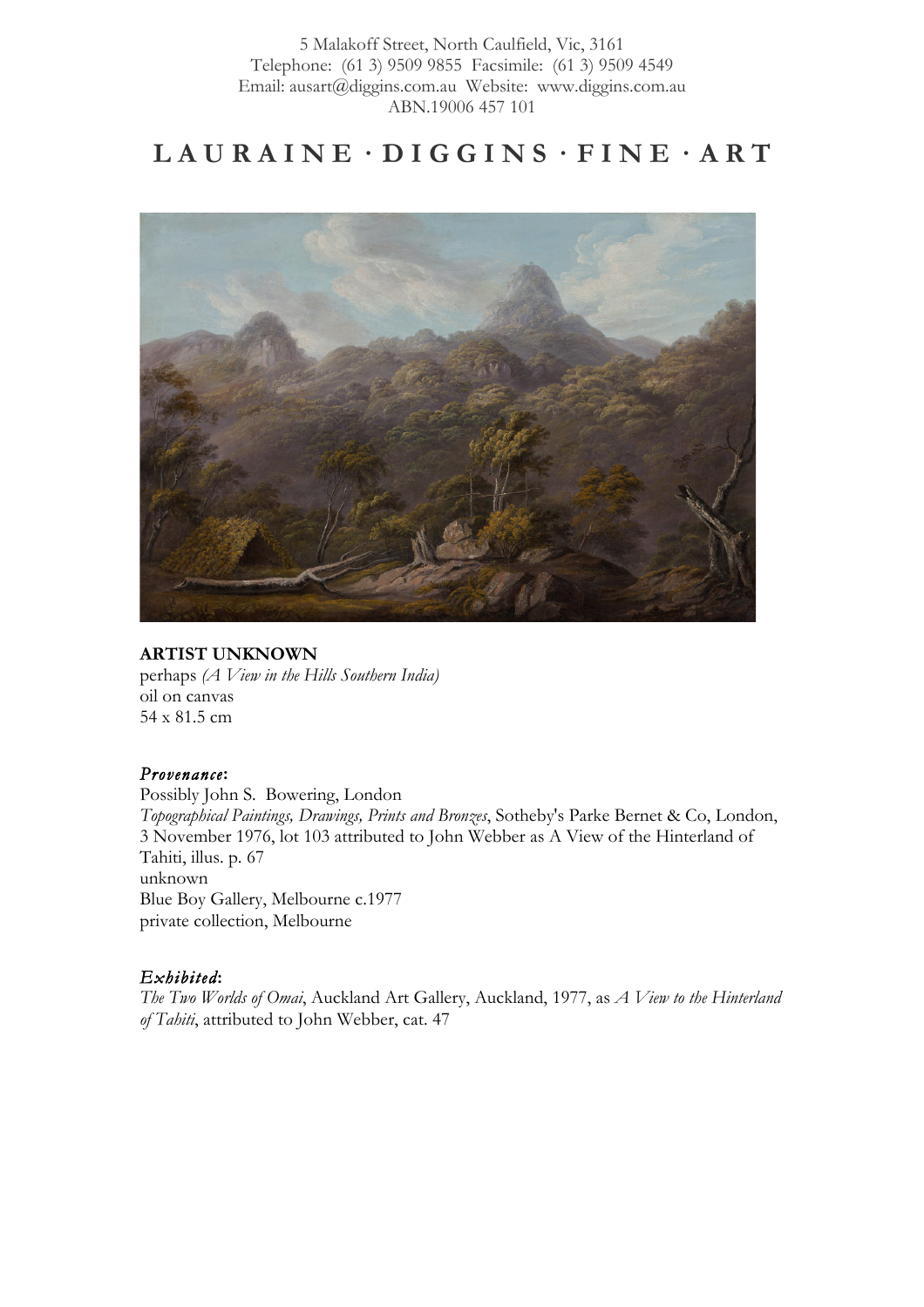5 Malakoff Street, North Caulfield, Vic, 3161
Telephone: (61 3) 9509 9855 Facsimile: (61 3) 9509 4549
Email: ausart@diggins.com.au Website: www.diggins.com.au
ABN.19006 457 101

# LAURAINE · DIGGINS · FINE · ART

**ARTIST UNKNOWN**
perhaps *(A View in the Hills Southern India)*
oil on canvas
54 x 81.5 cm

***Provenance*:**
Possibly John S. Bowering, London
*Topographical Paintings, Drawings, Prints and Bronzes*, Sotheby's Parke Bernet & Co, London, 3 November 1976, lot 103 attributed to John Webber as A View of the Hinterland of Tahiti, illus. p. 67
unknown
Blue Boy Gallery, Melbourne c.1977
private collection, Melbourne

***Exhibited*:**
*The Two Worlds of Omai*, Auckland Art Gallery, Auckland, 1977, as *A View to the Hinterland of Tahiti*, attributed to John Webber, cat. 47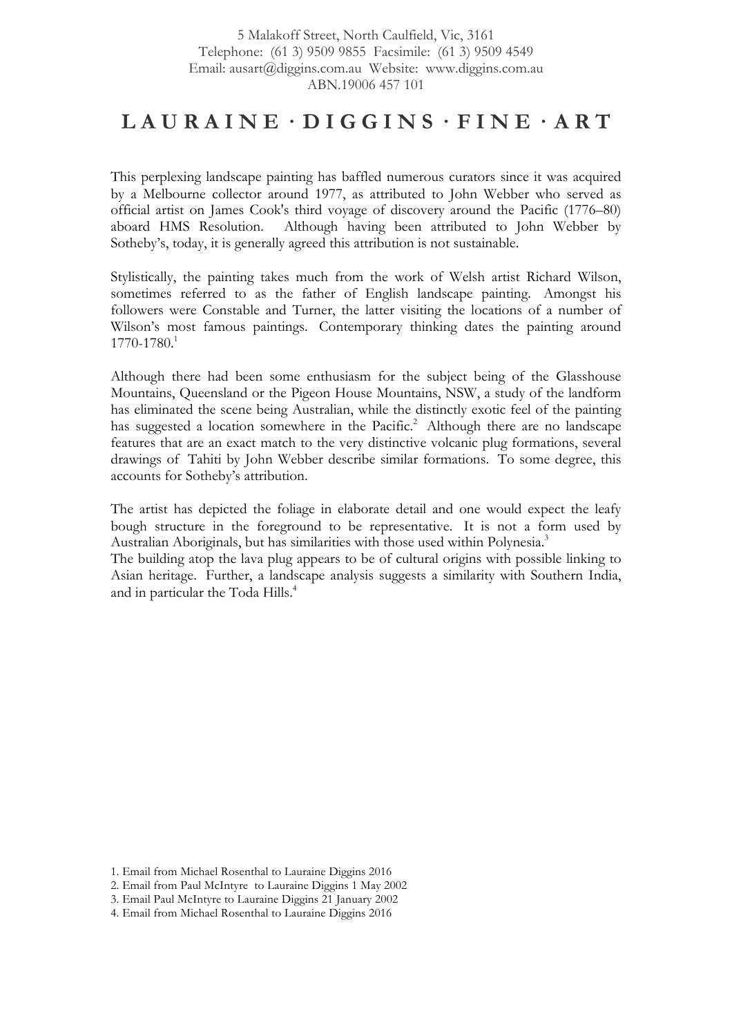5 Malakoff Street, North Caulfield, Vic, 3161
Telephone: (61 3) 9509 9855 Facsimile: (61 3) 9509 4549
Email: ausart@diggins.com.au Website: www.diggins.com.au
ABN.19006 457 101

# LAURAINE · DIGGINS · FINE · ART

This perplexing landscape painting has baffled numerous curators since it was acquired by a Melbourne collector around 1977, as attributed to John Webber who served as official artist on James Cook's third voyage of discovery around the Pacific (1776–80) aboard HMS Resolution. Although having been attributed to John Webber by Sotheby's, today, it is generally agreed this attribution is not sustainable.

Stylistically, the painting takes much from the work of Welsh artist Richard Wilson, sometimes referred to as the father of English landscape painting. Amongst his followers were Constable and Turner, the latter visiting the locations of a number of Wilson's most famous paintings. Contemporary thinking dates the painting around 1770-1780.[1]

Although there had been some enthusiasm for the subject being of the Glasshouse Mountains, Queensland or the Pigeon House Mountains, NSW, a study of the landform has eliminated the scene being Australian, while the distinctly exotic feel of the painting has suggested a location somewhere in the Pacific.[2] Although there are no landscape features that are an exact match to the very distinctive volcanic plug formations, several drawings of Tahiti by John Webber describe similar formations. To some degree, this accounts for Sotheby's attribution.

The artist has depicted the foliage in elaborate detail and one would expect the leafy bough structure in the foreground to be representative. It is not a form used by Australian Aboriginals, but has similarities with those used within Polynesia.[3]
The building atop the lava plug appears to be of cultural origins with possible linking to Asian heritage. Further, a landscape analysis suggests a similarity with Southern India, and in particular the Toda Hills.[4]

1. Email from Michael Rosenthal to Lauraine Diggins 2016
2. Email from Paul McIntyre to Lauraine Diggins 1 May 2002
3. Email Paul McIntyre to Lauraine Diggins 21 January 2002
4. Email from Michael Rosenthal to Lauraine Diggins 2016